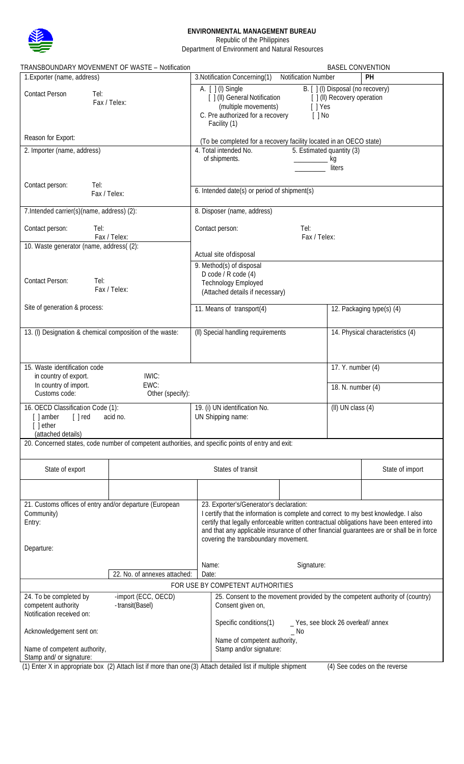**ENVIRONMENTAL MANAGEMENT BUREAU**
Republic of the Philippines
Department of Environment and Natural Resources

TRANSBOUNDARY MOVEMENT OF WASTE – Notification | BASEL CONVENTION

| | |
|---|---|
| 1.Exporter (name, address)<br><br>Contact Person Tel:<br>Fax / Telex:<br><br>Reason for Export: | 3.Notification Concerning(1) Notification Number **PH**<br>A. [ ] (I) Single<br>[ ] (II) General Notification (multiple movements)<br>C. Pre authorized for a recovery Facility (1) [ ] Yes [ ] No<br>B. [ ] (I) Disposal (no recovery)<br>[ ] (II) Recovery operation<br>(To be completed for a recovery facility located in an OECD state) |
| 2. Importer (name, address)<br><br>Contact person: Tel:<br>Fax / Telex: | 4. Total intended No. of shipments.<br>5. Estimated quantity (3) \_\_\_\_\_\_ kg \_\_\_\_\_\_ liters<br><br>6. Intended date(s) or period of shipment(s) |
| 7.Intended carrier(s)(name, address) (2):<br><br>Contact person: Tel:<br>Fax / Telex: | 8. Disposer (name, address)<br><br>Contact person: Tel:<br>Fax / Telex: |
| 10. Waste generator (name, address( (2):<br><br>Contact Person: Tel:<br>Fax / Telex:<br><br>Site of generation & process: | Actual site ofdisposal<br>9. Method(s) of disposal<br>D code / R code (4)<br>Technology Employed<br>(Attached details if necessary) |

| | | |
|---|---|---|
| | 11. Means of transport(4) | 12. Packaging type(s) (4) |
| 13. (I) Designation & chemical composition of the waste: | (II) Special handling requirements | 14. Physical characteristics (4) |
| 15. Waste identification code<br>in country of export. IWIC:<br>In country of import. EWC:<br>Customs code: Other (specify): | | 17. Y. number (4)<br><br>18. N. number (4) |
| 16. OECD Classification Code (1):<br>[ ] amber [ ] red acid no.<br>[ ] ether<br>(attached details) | 19. (i) UN identification No.<br>UN Shipping name: | (II) UN class (4) |

20. Concerned states, code number of competent authorities, and specific points of entry and exit:

| State of export | States of transit | | | State of import |
|---|---|---|---|---|
| | | | | |

| | |
|---|---|
| 21. Customs offices of entry and/or departure (European Community)<br>Entry:<br><br>Departure:<br><br>22. No. of annexes attached: | 23. Exporter's/Generator's declaration:<br>I certify that the information is complete and correct to my best knowledge. I also certify that legally enforceable written contractual obligations have been entered into and that any applicable insurance of other financial guarantees are or shall be in force covering the transboundary movement.<br><br>Name: Signature:<br>Date: |

FOR USE BY COMPETENT AUTHORITIES

| | |
|---|---|
| 24. To be completed by competent authority -import (ECC, OECD) -transit(Basel)<br>Notification received on:<br><br>Acknowledgement sent on:<br><br>Name of competent authority,<br>Stamp and/ or signature: | 25. Consent to the movement provided by the competent authority of (country)<br>Consent given on,<br><br>Specific conditions(1) \_ Yes, see block 26 overleaf/ annex<br>\_ No<br>Name of competent authority,<br>Stamp and/or signature: |

(1) Enter X in appropriate box (2) Attach list if more than one (3) Attach detailed list if multiple shipment (4) See codes on the reverse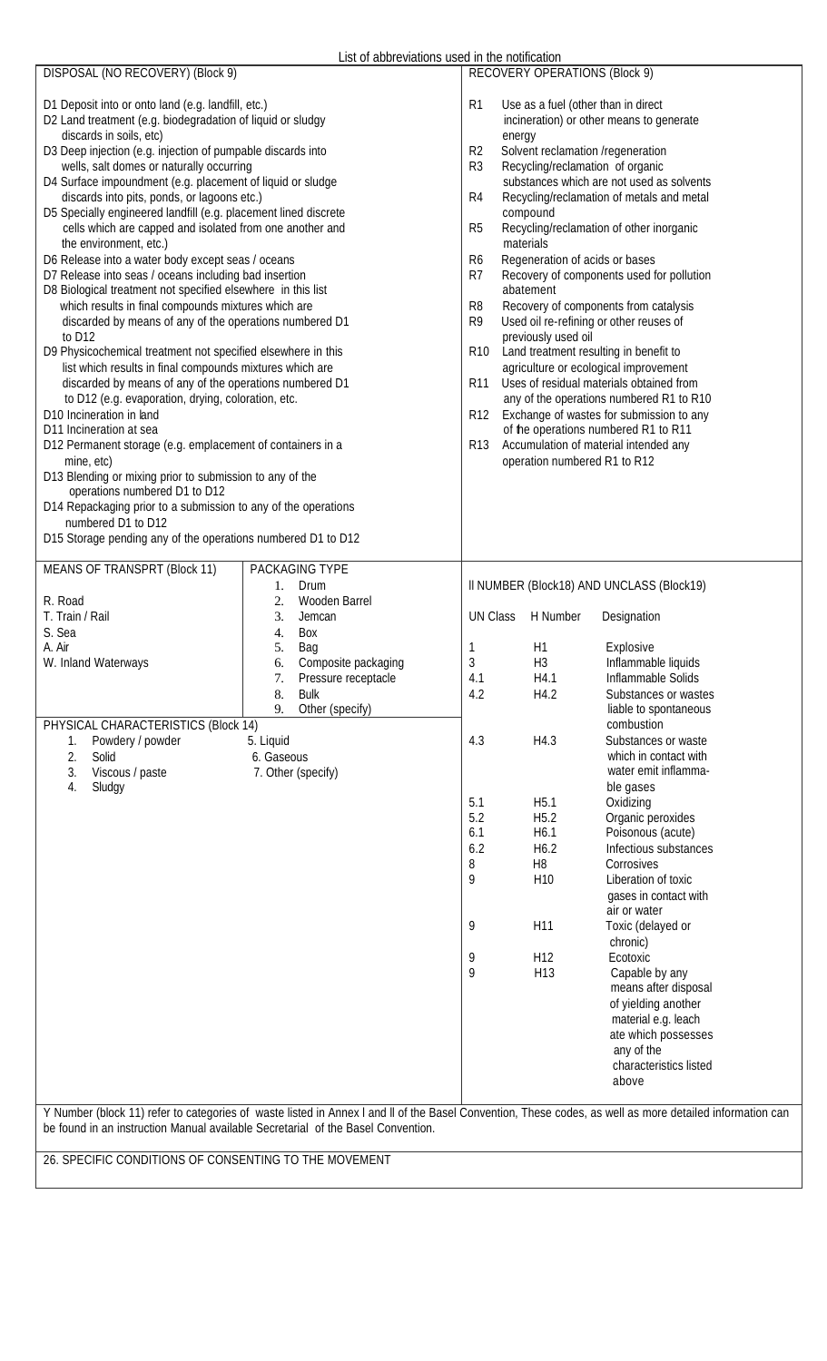List of abbreviations used in the notification

## DISPOSAL (NO RECOVERY) (Block 9)

D1 Deposit into or onto land (e.g. landfill, etc.)
D2 Land treatment (e.g. biodegradation of liquid or sludgy discards in soils, etc)
D3 Deep injection (e.g. injection of pumpable discards into wells, salt domes or naturally occurring
D4 Surface impoundment (e.g. placement of liquid or sludge discards into pits, ponds, or lagoons etc.)
D5 Specially engineered landfill (e.g. placement lined discrete cells which are capped and isolated from one another and the environment, etc.)
D6 Release into a water body except seas / oceans
D7 Release into seas / oceans including bad insertion
D8 Biological treatment not specified elsewhere in this list which results in final compounds mixtures which are discarded by means of any of the operations numbered D1 to D12
D9 Physicochemical treatment not specified elsewhere in this list which results in final compounds mixtures which are discarded by means of any of the operations numbered D1 to D12 (e.g. evaporation, drying, coloration, etc.
D10 Incineration in land
D11 Incineration at sea
D12 Permanent storage (e.g. emplacement of containers in a mine, etc)
D13 Blending or mixing prior to submission to any of the operations numbered D1 to D12
D14 Repackaging prior to a submission to any of the operations numbered D1 to D12
D15 Storage pending any of the operations numbered D1 to D12

## RECOVERY OPERATIONS (Block 9)

R1 Use as a fuel (other than in direct incineration) or other means to generate energy
R2 Solvent reclamation /regeneration
R3 Recycling/reclamation of organic substances which are not used as solvents
R4 Recycling/reclamation of metals and metal compound
R5 Recycling/reclamation of other inorganic materials
R6 Regeneration of acids or bases
R7 Recovery of components used for pollution abatement
R8 Recovery of components from catalysis
R9 Used oil re-refining or other reuses of previously used oil
R10 Land treatment resulting in benefit to agriculture or ecological improvement
R11 Uses of residual materials obtained from any of the operations numbered R1 to R10
R12 Exchange of wastes for submission to any of the operations numbered R1 to R11
R13 Accumulation of material intended any operation numbered R1 to R12

## MEANS OF TRANSPRT (Block 11)

R. Road
T. Train / Rail
S. Sea
A. Air
W. Inland Waterways

## PACKAGING TYPE

1. Drum
2. Wooden Barrel
3. Jemcan
4. Box
5. Bag
6. Composite packaging
7. Pressure receptacle
8. Bulk
9. Other (specify)

## PHYSICAL CHARACTERISTICS (Block 14)

1. Powdery / powder
2. Solid
3. Viscous / paste
4. Sludgy
5. Liquid
6. Gaseous
7. Other (specify)

## II NUMBER (Block18) AND UNCLASS (Block19)

| UN Class | H Number | Designation |
|---|---|---|
| 1 | H1 | Explosive |
| 3 | H3 | Inflammable liquids |
| 4.1 | H4.1 | Inflammable Solids |
| 4.2 | H4.2 | Substances or wastes liable to spontaneous combustion |
| 4.3 | H4.3 | Substances or waste which in contact with water emit inflammable gases |
| 5.1 | H5.1 | Oxidizing |
| 5.2 | H5.2 | Organic peroxides |
| 6.1 | H6.1 | Poisonous (acute) |
| 6.2 | H6.2 | Infectious substances |
| 8 | H8 | Corrosives |
| 9 | H10 | Liberation of toxic gases in contact with air or water |
| 9 | H11 | Toxic (delayed or chronic) |
| 9 | H12 | Ecotoxic |
| 9 | H13 | Capable by any means after disposal of yielding another material e.g. leach ate which possesses any of the characteristics listed above |

Y Number (block 11) refer to categories of waste listed in Annex I and II of the Basel Convention, These codes, as well as more detailed information can be found in an instruction Manual available Secretarial of the Basel Convention.

26. SPECIFIC CONDITIONS OF CONSENTING TO THE MOVEMENT